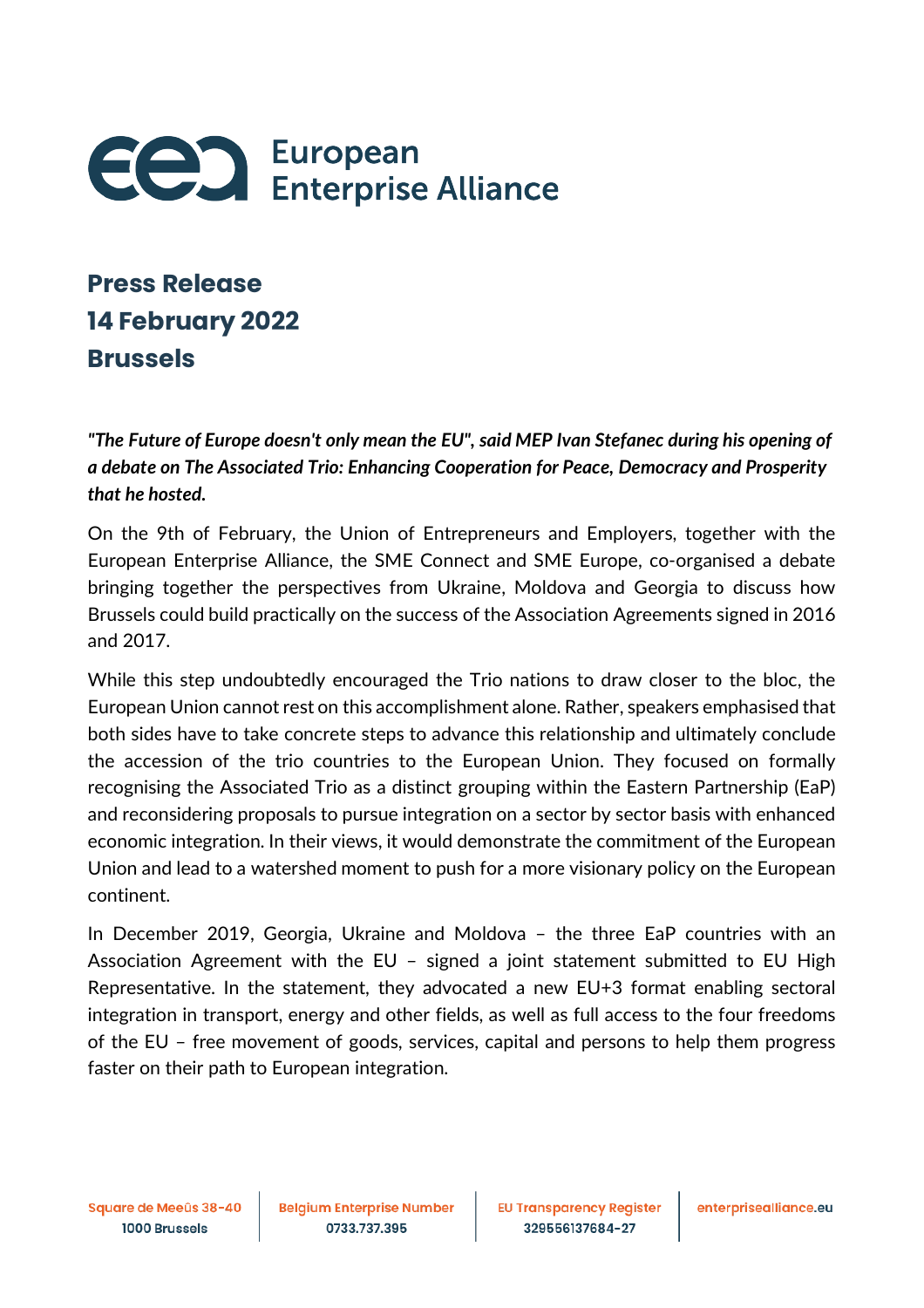European Enterprise Alliance

## Press Release
## 14 February 2022
## Brussels

***"The Future of Europe doesn't only mean the EU", said MEP Ivan Stefanec during his opening of a debate on The Associated Trio: Enhancing Cooperation for Peace, Democracy and Prosperity that he hosted.***

On the 9th of February, the Union of Entrepreneurs and Employers, together with the European Enterprise Alliance, the SME Connect and SME Europe, co-organised a debate bringing together the perspectives from Ukraine, Moldova and Georgia to discuss how Brussels could build practically on the success of the Association Agreements signed in 2016 and 2017.

While this step undoubtedly encouraged the Trio nations to draw closer to the bloc, the European Union cannot rest on this accomplishment alone. Rather, speakers emphasised that both sides have to take concrete steps to advance this relationship and ultimately conclude the accession of the trio countries to the European Union. They focused on formally recognising the Associated Trio as a distinct grouping within the Eastern Partnership (EaP) and reconsidering proposals to pursue integration on a sector by sector basis with enhanced economic integration. In their views, it would demonstrate the commitment of the European Union and lead to a watershed moment to push for a more visionary policy on the European continent.

In December 2019, Georgia, Ukraine and Moldova – the three EaP countries with an Association Agreement with the EU – signed a joint statement submitted to EU High Representative. In the statement, they advocated a new EU+3 format enabling sectoral integration in transport, energy and other fields, as well as full access to the four freedoms of the EU – free movement of goods, services, capital and persons to help them progress faster on their path to European integration.

Square de Meeûs 38-40
1000 Brussels | Belgium Enterprise Number
0733.737.395 | EU Transparency Register
329556137684-27 | enterprisealliance.eu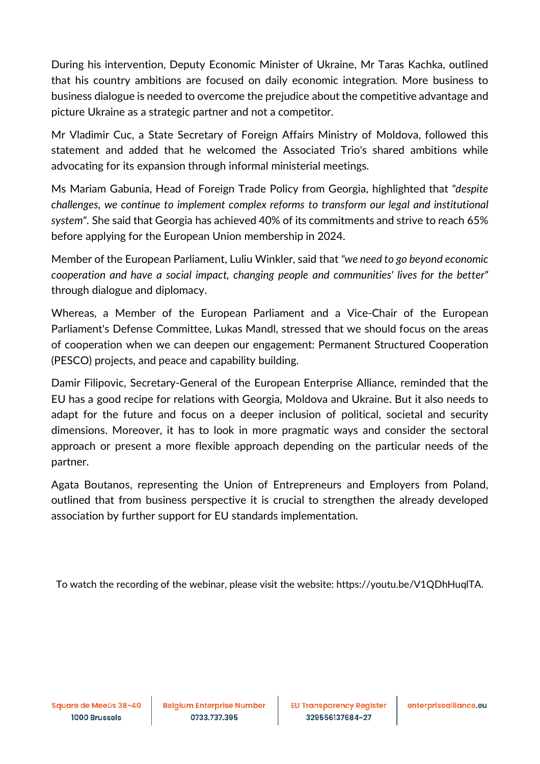During his intervention, Deputy Economic Minister of Ukraine, Mr Taras Kachka, outlined that his country ambitions are focused on daily economic integration. More business to business dialogue is needed to overcome the prejudice about the competitive advantage and picture Ukraine as a strategic partner and not a competitor.

Mr Vladimir Cuc, a State Secretary of Foreign Affairs Ministry of Moldova, followed this statement and added that he welcomed the Associated Trio's shared ambitions while advocating for its expansion through informal ministerial meetings.

Ms Mariam Gabunia, Head of Foreign Trade Policy from Georgia, highlighted that *"despite challenges, we continue to implement complex reforms to transform our legal and institutional system"*. She said that Georgia has achieved 40% of its commitments and strive to reach 65% before applying for the European Union membership in 2024.

Member of the European Parliament, Luliu Winkler, said that *"we need to go beyond economic cooperation and have a social impact, changing people and communities' lives for the better"* through dialogue and diplomacy.

Whereas, a Member of the European Parliament and a Vice-Chair of the European Parliament's Defense Committee, Lukas Mandl, stressed that we should focus on the areas of cooperation when we can deepen our engagement: Permanent Structured Cooperation (PESCO) projects, and peace and capability building.

Damir Filipovic, Secretary-General of the European Enterprise Alliance, reminded that the EU has a good recipe for relations with Georgia, Moldova and Ukraine. But it also needs to adapt for the future and focus on a deeper inclusion of political, societal and security dimensions. Moreover, it has to look in more pragmatic ways and consider the sectoral approach or present a more flexible approach depending on the particular needs of the partner.

Agata Boutanos, representing the Union of Entrepreneurs and Employers from Poland, outlined that from business perspective it is crucial to strengthen the already developed association by further support for EU standards implementation.

To watch the recording of the webinar, please visit the website: https://youtu.be/V1QDhHuqlTA.